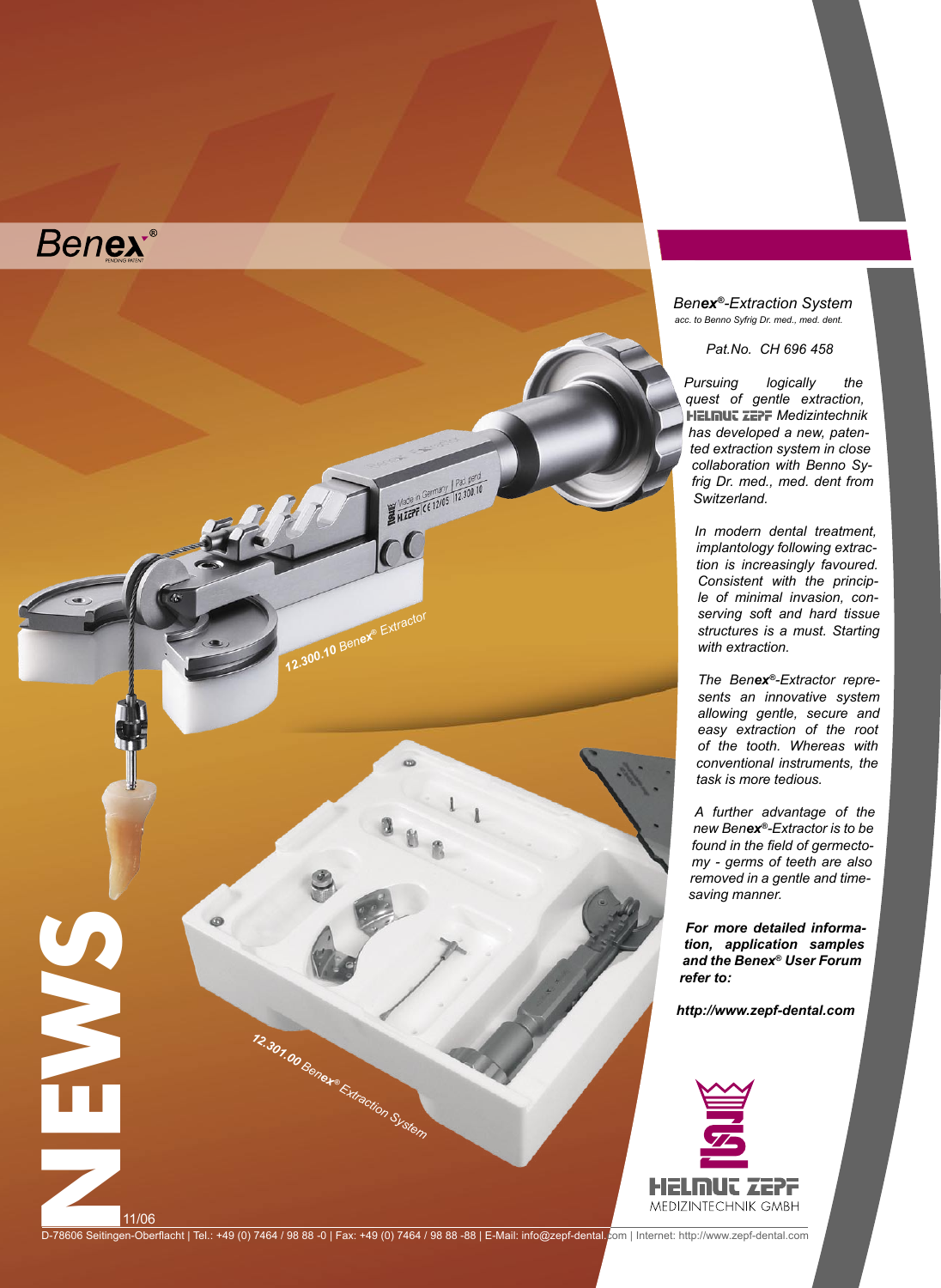# Benex®

PENDING PATENT

12.300.10 Ben**ex**® Extractor

12.301.00 Ben**ex**® Extraction System

*Ben**ex**®-Extraction System*
*acc. to Benno Syfrig Dr. med., med. dent.*

*Pat.No. CH 696 458*

*Pursuing logically the quest of gentle extraction, HELMUT ZEPF Medizintechnik has developed a new, patented extraction system in close collaboration with Benno Syfrig Dr. med., med. dent from Switzerland.*

*In modern dental treatment, implantology following extraction is increasingly favoured. Consistent with the principle of minimal invasion, conserving soft and hard tissue structures is a must. Starting with extraction.*

*The Ben**ex**®-Extractor represents an innovative system allowing gentle, secure and easy extraction of the root of the tooth. Whereas with conventional instruments, the task is more tedious.*

*A further advantage of the new Ben**ex**®-Extractor is to be found in the field of germectomy - germs of teeth are also removed in a gentle and time-saving manner.*

***For more detailed information, application samples and the Benex® User Forum refer to:***

***http://www.zepf-dental.com***

HELMUT ZEPF
MEDIZINTECHNIK GMBH

NEWS

11/06

D-78606 Seitingen-Oberflacht | Tel.: +49 (0) 7464 / 98 88 -0 | Fax: +49 (0) 7464 / 98 88 -88 | E-Mail: info@zepf-dental.com | Internet: http://www.zepf-dental.com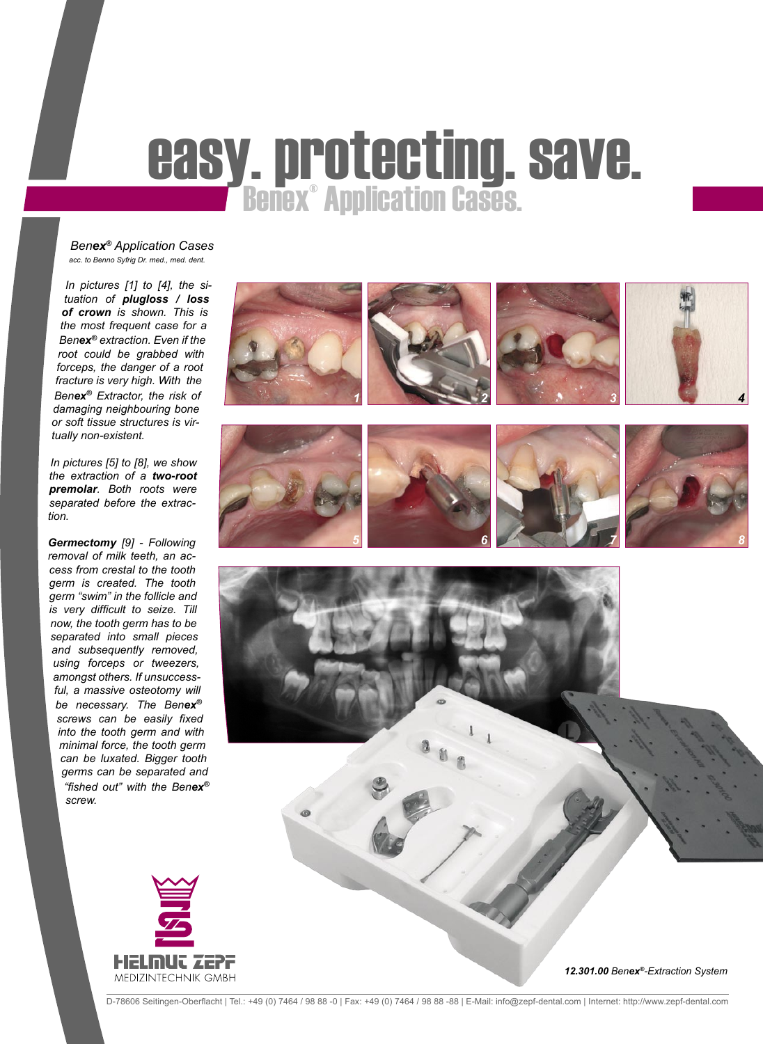# easy. protecting. save.

## Benex® Application Cases.

*Ben**ex**® Application Cases*

*acc. to Benno Syfrig Dr. med., med. dent.*

*In pictures [1] to [4], the situation of **plugloss / loss of crown** is shown. This is the most frequent case for a Ben**ex**® extraction. Even if the root could be grabbed with forceps, the danger of a root fracture is very high. With the Ben**ex**® Extractor, the risk of damaging neighbouring bone or soft tissue structures is virtually non-existent.*

*In pictures [5] to [8], we show the extraction of a **two-root premolar**. Both roots were separated before the extraction.*

***Germectomy** [9] - Following removal of milk teeth, an access from crestal to the tooth germ is created. The tooth germ "swim" in the follicle and is very difficult to seize. Till now, the tooth germ has to be separated into small pieces and subsequently removed, using forceps or tweezers, amongst others. If unsuccessful, a massive osteotomy will be necessary. The Ben**ex**® screws can be easily fixed into the tooth germ and with minimal force, the tooth germ can be luxated. Bigger tooth germs can be separated and "fished out" with the Ben**ex**® screw.*

***12.301.00** Ben**ex**®-Extraction System*

HELMUT ZEPF MEDIZINTECHNIK GMBH

D-78606 Seitingen-Oberflacht | Tel.: +49 (0) 7464 / 98 88 -0 | Fax: +49 (0) 7464 / 98 88 -88 | E-Mail: info@zepf-dental.com | Internet: http://www.zepf-dental.com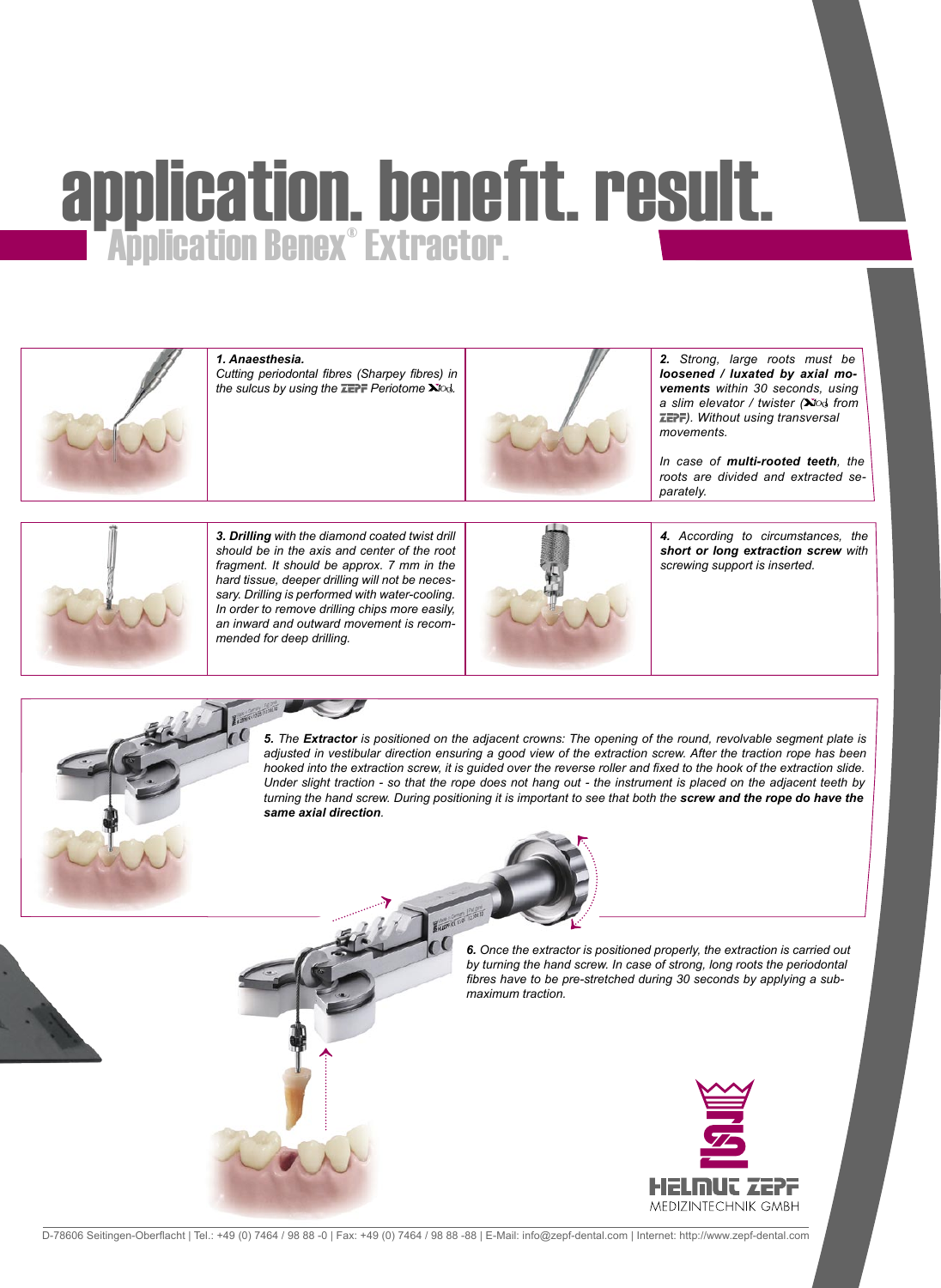# application. benefit. result.

## Application Benex® Extractor.

***1. Anaesthesia.***
*Cutting periodontal fibres (Sharpey fibres) in the sulcus by using the ZEPF Periotome Xtool.*

***2.** Strong, large roots must be **loosened / luxated by axial movements** within 30 seconds, using a slim elevator / twister (Xtool from ZEPF). Without using transversal movements.*

*In case of **multi-rooted teeth**, the roots are divided and extracted separately.*

***3. Drilling** with the diamond coated twist drill should be in the axis and center of the root fragment. It should be approx. 7 mm in the hard tissue, deeper drilling will not be necessary. Drilling is performed with water-cooling. In order to remove drilling chips more easily, an inward and outward movement is recommended for deep drilling.*

***4.** According to circumstances, the **short or long extraction screw** with screwing support is inserted.*

***5.** The **Extractor** is positioned on the adjacent crowns: The opening of the round, revolvable segment plate is adjusted in vestibular direction ensuring a good view of the extraction screw. After the traction rope has been hooked into the extraction screw, it is guided over the reverse roller and fixed to the hook of the extraction slide. Under slight traction - so that the rope does not hang out - the instrument is placed on the adjacent teeth by turning the hand screw. During positioning it is important to see that both the **screw and the rope do have the same axial direction**.*

***6.** Once the extractor is positioned properly, the extraction is carried out by turning the hand screw. In case of strong, long roots the periodontal fibres have to be pre-stretched during 30 seconds by applying a submaximum traction.*

HELMUT ZEPF MEDIZINTECHNIK GMBH

D-78606 Seitingen-Oberflacht | Tel.: +49 (0) 7464 / 98 88 -0 | Fax: +49 (0) 7464 / 98 88 -88 | E-Mail: info@zepf-dental.com | Internet: http://www.zepf-dental.com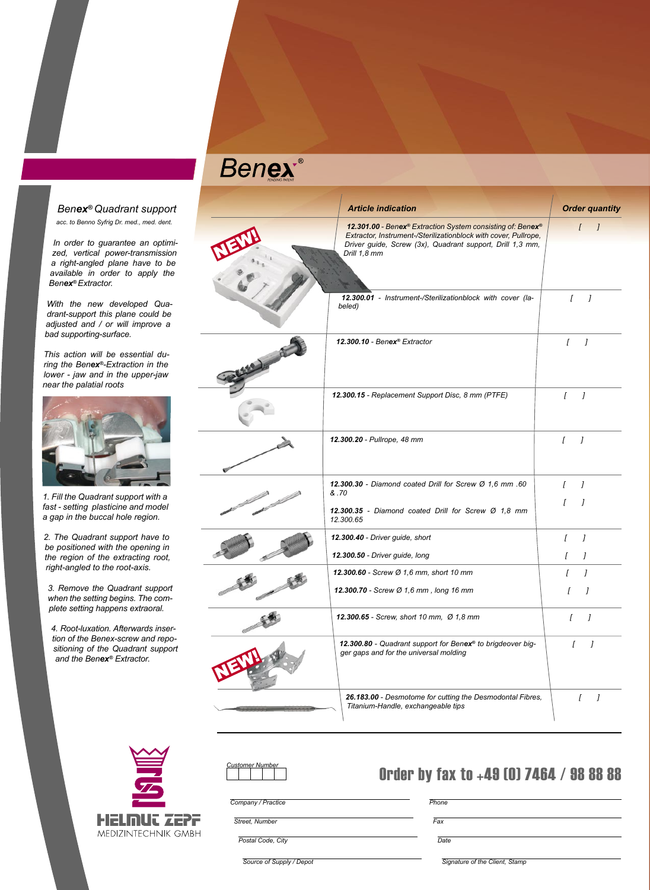# Benex®

PENDING PATENT

## Benex® Quadrant support

acc. to Benno Syfrig Dr. med., med. dent.

In order to guarantee an optimized, vertical power-transmission a right-angled plane have to be available in order to apply the Benex® Extractor.

With the new developed Quadrant-support this plane could be adjusted and / or will improve a bad supporting-surface.

This action will be essential during the Benex®-Extraction in the lower - jaw and in the upper-jaw near the palatial roots

1. Fill the Quadrant support with a fast - setting plasticine and model a gap in the buccal hole region.

2. The Quadrant support have to be positioned with the opening in the region of the extracting root, right-angled to the root-axis.

3. Remove the Quadrant support when the setting begins. The complete setting happens extraoral.

4. Root-luxation. Afterwards insertion of the Benex-screw and repositioning of the Quadrant support and the Benex® Extractor.

| | Article indication | Order quantity |
|---|---|---|
| NEW! | **12.301.00** - Benex® Extraction System consisting of: Benex® Extractor, Instrument-/Sterilizationblock with cover, Pullrope, Driver guide, Screw (3x), Quadrant support, Drill 1,3 mm, Drill 1,8 mm | [ ] |
| | **12.300.01** - Instrument-/Sterilizationblock with cover (labeled) | [ ] |
| | **12.300.10** - Benex® Extractor | [ ] |
| | **12.300.15** - Replacement Support Disc, 8 mm (PTFE) | [ ] |
| | **12.300.20** - Pullrope, 48 mm | [ ] |
| | **12.300.30** - Diamond coated Drill for Screw Ø 1,6 mm .60 & .70 | [ ] |
| | **12.300.35** - Diamond coated Drill for Screw Ø 1,8 mm 12.300.65 | [ ] |
| | **12.300.40** - Driver guide, short | [ ] |
| | **12.300.50** - Driver guide, long | [ ] |
| | **12.300.60** - Screw Ø 1,6 mm, short 10 mm | [ ] |
| | **12.300.70** - Screw Ø 1,6 mm , long 16 mm | [ ] |
| | **12.300.65** - Screw, short 10 mm, Ø 1,8 mm | [ ] |
| NEW! | **12.300.80** - Quadrant support for Benex® to brigdeover bigger gaps and for the universal molding | [ ] |
| | **26.183.00** - Desmotome for cutting the Desmodontal Fibres, Titanium-Handle, exchangeable tips | [ ] |

HELMUT ZEPF
MEDIZINTECHNIK GMBH

Customer Number

## Order by fax to +49 (0) 7464 / 98 88 88

Company / Practice

Phone

Street, Number

Fax

Postal Code, City

Date

Source of Supply / Depot

Signature of the Client, Stamp